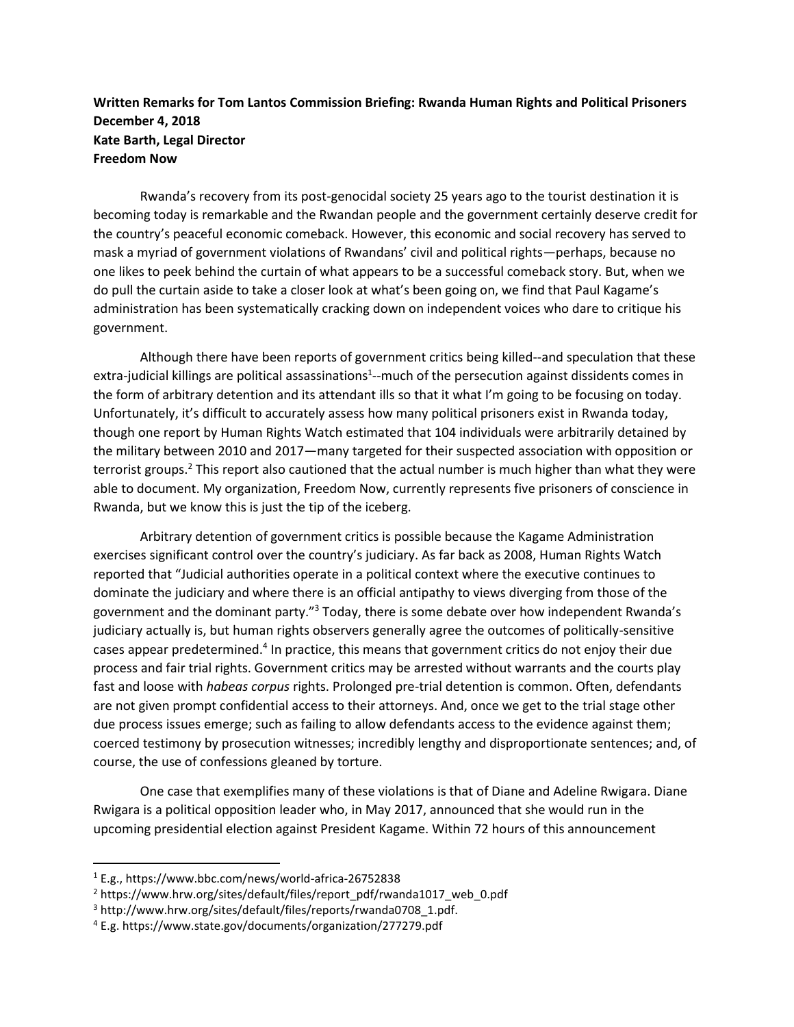**Written Remarks for Tom Lantos Commission Briefing: Rwanda Human Rights and Political Prisoners**
**December 4, 2018**
**Kate Barth, Legal Director**
**Freedom Now**

Rwanda's recovery from its post-genocidal society 25 years ago to the tourist destination it is becoming today is remarkable and the Rwandan people and the government certainly deserve credit for the country's peaceful economic comeback. However, this economic and social recovery has served to mask a myriad of government violations of Rwandans' civil and political rights—perhaps, because no one likes to peek behind the curtain of what appears to be a successful comeback story. But, when we do pull the curtain aside to take a closer look at what's been going on, we find that Paul Kagame's administration has been systematically cracking down on independent voices who dare to critique his government.

Although there have been reports of government critics being killed--and speculation that these extra-judicial killings are political assassinations[1]--much of the persecution against dissidents comes in the form of arbitrary detention and its attendant ills so that it what I'm going to be focusing on today. Unfortunately, it's difficult to accurately assess how many political prisoners exist in Rwanda today, though one report by Human Rights Watch estimated that 104 individuals were arbitrarily detained by the military between 2010 and 2017—many targeted for their suspected association with opposition or terrorist groups.[2] This report also cautioned that the actual number is much higher than what they were able to document. My organization, Freedom Now, currently represents five prisoners of conscience in Rwanda, but we know this is just the tip of the iceberg.

Arbitrary detention of government critics is possible because the Kagame Administration exercises significant control over the country's judiciary. As far back as 2008, Human Rights Watch reported that "Judicial authorities operate in a political context where the executive continues to dominate the judiciary and where there is an official antipathy to views diverging from those of the government and the dominant party."[3] Today, there is some debate over how independent Rwanda's judiciary actually is, but human rights observers generally agree the outcomes of politically-sensitive cases appear predetermined.[4] In practice, this means that government critics do not enjoy their due process and fair trial rights. Government critics may be arrested without warrants and the courts play fast and loose with *habeas corpus* rights. Prolonged pre-trial detention is common. Often, defendants are not given prompt confidential access to their attorneys. And, once we get to the trial stage other due process issues emerge; such as failing to allow defendants access to the evidence against them; coerced testimony by prosecution witnesses; incredibly lengthy and disproportionate sentences; and, of course, the use of confessions gleaned by torture.

One case that exemplifies many of these violations is that of Diane and Adeline Rwigara. Diane Rwigara is a political opposition leader who, in May 2017, announced that she would run in the upcoming presidential election against President Kagame. Within 72 hours of this announcement

---

[1] E.g., https://www.bbc.com/news/world-africa-26752838

[2] https://www.hrw.org/sites/default/files/report_pdf/rwanda1017_web_0.pdf

[3] http://www.hrw.org/sites/default/files/reports/rwanda0708_1.pdf.

[4] E.g. https://www.state.gov/documents/organization/277279.pdf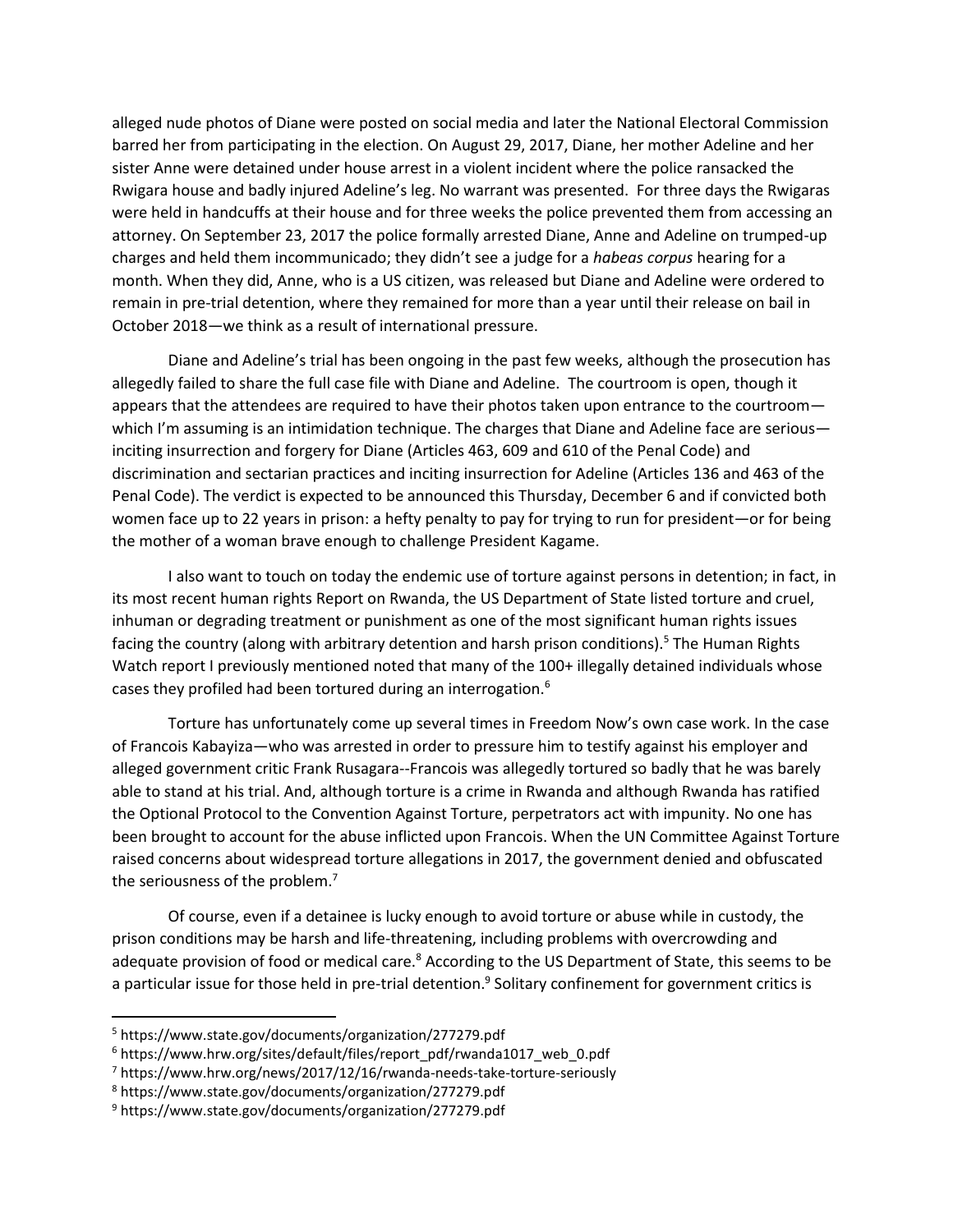alleged nude photos of Diane were posted on social media and later the National Electoral Commission barred her from participating in the election. On August 29, 2017, Diane, her mother Adeline and her sister Anne were detained under house arrest in a violent incident where the police ransacked the Rwigara house and badly injured Adeline's leg. No warrant was presented. For three days the Rwigaras were held in handcuffs at their house and for three weeks the police prevented them from accessing an attorney. On September 23, 2017 the police formally arrested Diane, Anne and Adeline on trumped-up charges and held them incommunicado; they didn't see a judge for a *habeas corpus* hearing for a month. When they did, Anne, who is a US citizen, was released but Diane and Adeline were ordered to remain in pre-trial detention, where they remained for more than a year until their release on bail in October 2018—we think as a result of international pressure.

Diane and Adeline's trial has been ongoing in the past few weeks, although the prosecution has allegedly failed to share the full case file with Diane and Adeline. The courtroom is open, though it appears that the attendees are required to have their photos taken upon entrance to the courtroom—which I'm assuming is an intimidation technique. The charges that Diane and Adeline face are serious—inciting insurrection and forgery for Diane (Articles 463, 609 and 610 of the Penal Code) and discrimination and sectarian practices and inciting insurrection for Adeline (Articles 136 and 463 of the Penal Code). The verdict is expected to be announced this Thursday, December 6 and if convicted both women face up to 22 years in prison: a hefty penalty to pay for trying to run for president—or for being the mother of a woman brave enough to challenge President Kagame.

I also want to touch on today the endemic use of torture against persons in detention; in fact, in its most recent human rights Report on Rwanda, the US Department of State listed torture and cruel, inhuman or degrading treatment or punishment as one of the most significant human rights issues facing the country (along with arbitrary detention and harsh prison conditions).[5] The Human Rights Watch report I previously mentioned noted that many of the 100+ illegally detained individuals whose cases they profiled had been tortured during an interrogation.[6]

Torture has unfortunately come up several times in Freedom Now's own case work. In the case of Francois Kabayiza—who was arrested in order to pressure him to testify against his employer and alleged government critic Frank Rusagara--Francois was allegedly tortured so badly that he was barely able to stand at his trial. And, although torture is a crime in Rwanda and although Rwanda has ratified the Optional Protocol to the Convention Against Torture, perpetrators act with impunity. No one has been brought to account for the abuse inflicted upon Francois. When the UN Committee Against Torture raised concerns about widespread torture allegations in 2017, the government denied and obfuscated the seriousness of the problem.[7]

Of course, even if a detainee is lucky enough to avoid torture or abuse while in custody, the prison conditions may be harsh and life-threatening, including problems with overcrowding and adequate provision of food or medical care.[8] According to the US Department of State, this seems to be a particular issue for those held in pre-trial detention.[9] Solitary confinement for government critics is

---

[5] https://www.state.gov/documents/organization/277279.pdf

[6] https://www.hrw.org/sites/default/files/report_pdf/rwanda1017_web_0.pdf

[7] https://www.hrw.org/news/2017/12/16/rwanda-needs-take-torture-seriously

[8] https://www.state.gov/documents/organization/277279.pdf

[9] https://www.state.gov/documents/organization/277279.pdf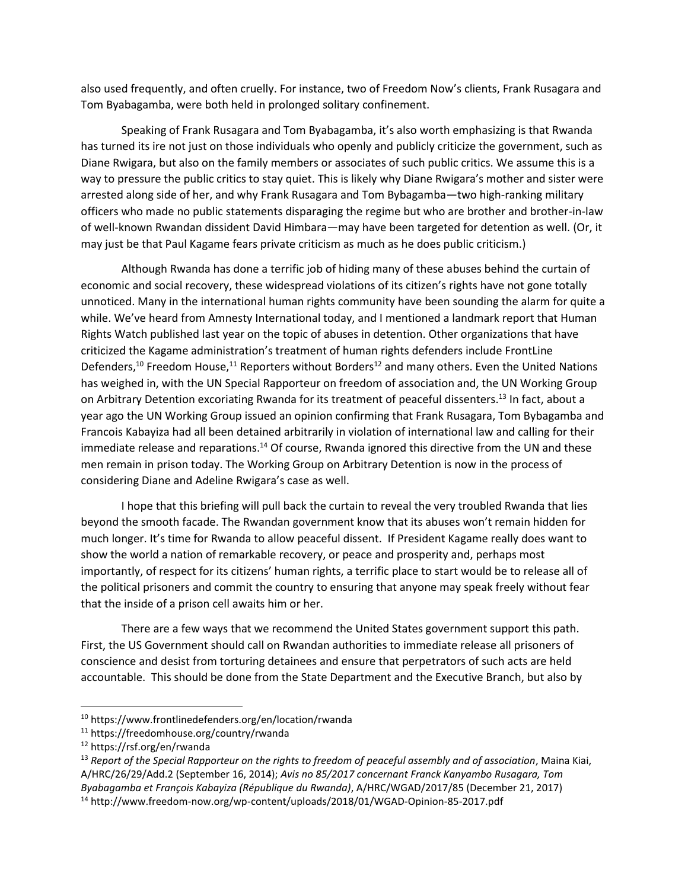also used frequently, and often cruelly. For instance, two of Freedom Now's clients, Frank Rusagara and Tom Byabagamba, were both held in prolonged solitary confinement.

Speaking of Frank Rusagara and Tom Byabagamba, it's also worth emphasizing is that Rwanda has turned its ire not just on those individuals who openly and publicly criticize the government, such as Diane Rwigara, but also on the family members or associates of such public critics. We assume this is a way to pressure the public critics to stay quiet. This is likely why Diane Rwigara's mother and sister were arrested along side of her, and why Frank Rusagara and Tom Bybagamba—two high-ranking military officers who made no public statements disparaging the regime but who are brother and brother-in-law of well-known Rwandan dissident David Himbara—may have been targeted for detention as well. (Or, it may just be that Paul Kagame fears private criticism as much as he does public criticism.)

Although Rwanda has done a terrific job of hiding many of these abuses behind the curtain of economic and social recovery, these widespread violations of its citizen's rights have not gone totally unnoticed. Many in the international human rights community have been sounding the alarm for quite a while. We've heard from Amnesty International today, and I mentioned a landmark report that Human Rights Watch published last year on the topic of abuses in detention. Other organizations that have criticized the Kagame administration's treatment of human rights defenders include FrontLine Defenders,[10] Freedom House,[11] Reporters without Borders[12] and many others. Even the United Nations has weighed in, with the UN Special Rapporteur on freedom of association and, the UN Working Group on Arbitrary Detention excoriating Rwanda for its treatment of peaceful dissenters.[13] In fact, about a year ago the UN Working Group issued an opinion confirming that Frank Rusagara, Tom Bybagamba and Francois Kabayiza had all been detained arbitrarily in violation of international law and calling for their immediate release and reparations.[14] Of course, Rwanda ignored this directive from the UN and these men remain in prison today. The Working Group on Arbitrary Detention is now in the process of considering Diane and Adeline Rwigara's case as well.

I hope that this briefing will pull back the curtain to reveal the very troubled Rwanda that lies beyond the smooth facade. The Rwandan government know that its abuses won't remain hidden for much longer. It's time for Rwanda to allow peaceful dissent. If President Kagame really does want to show the world a nation of remarkable recovery, or peace and prosperity and, perhaps most importantly, of respect for its citizens' human rights, a terrific place to start would be to release all of the political prisoners and commit the country to ensuring that anyone may speak freely without fear that the inside of a prison cell awaits him or her.

There are a few ways that we recommend the United States government support this path. First, the US Government should call on Rwandan authorities to immediate release all prisoners of conscience and desist from torturing detainees and ensure that perpetrators of such acts are held accountable. This should be done from the State Department and the Executive Branch, but also by

---

[10] https://www.frontlinedefenders.org/en/location/rwanda

[11] https://freedomhouse.org/country/rwanda

[12] https://rsf.org/en/rwanda

[13] *Report of the Special Rapporteur on the rights to freedom of peaceful assembly and of association*, Maina Kiai, A/HRC/26/29/Add.2 (September 16, 2014); *Avis no 85/2017 concernant Franck Kanyambo Rusagara, Tom Byabagamba et François Kabayiza (République du Rwanda)*, A/HRC/WGAD/2017/85 (December 21, 2017)

[14] http://www.freedom-now.org/wp-content/uploads/2018/01/WGAD-Opinion-85-2017.pdf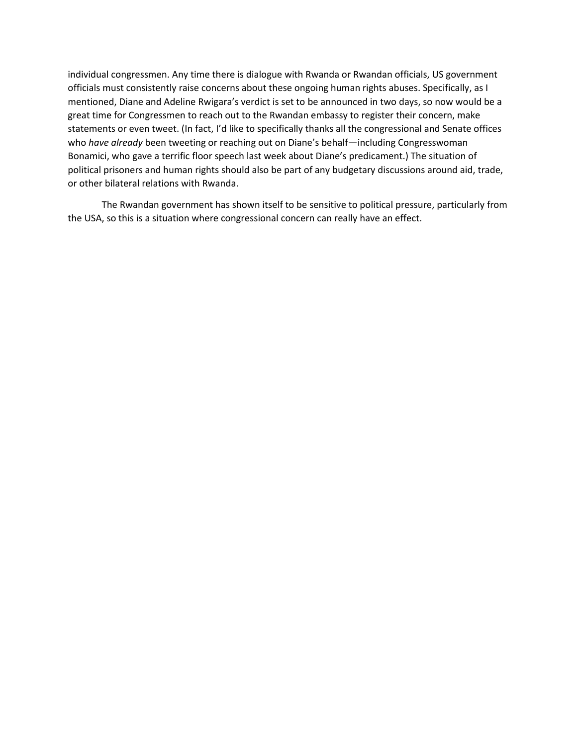individual congressmen. Any time there is dialogue with Rwanda or Rwandan officials, US government officials must consistently raise concerns about these ongoing human rights abuses. Specifically, as I mentioned, Diane and Adeline Rwigara's verdict is set to be announced in two days, so now would be a great time for Congressmen to reach out to the Rwandan embassy to register their concern, make statements or even tweet. (In fact, I'd like to specifically thanks all the congressional and Senate offices who *have already* been tweeting or reaching out on Diane's behalf—including Congresswoman Bonamici, who gave a terrific floor speech last week about Diane's predicament.) The situation of political prisoners and human rights should also be part of any budgetary discussions around aid, trade, or other bilateral relations with Rwanda.

The Rwandan government has shown itself to be sensitive to political pressure, particularly from the USA, so this is a situation where congressional concern can really have an effect.